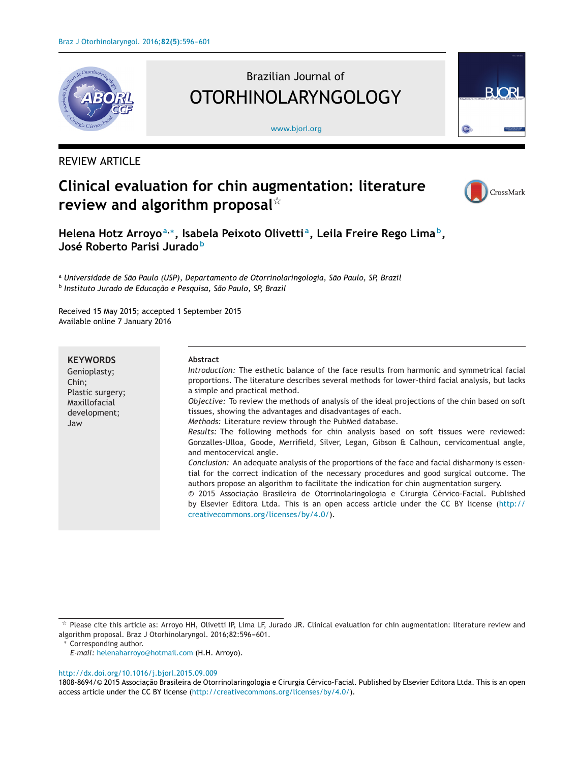REVIEW ARTICLE

# Clinical evaluation for chin augmentation: literature review and algorithm proposal[☆]

**Helena Hotz Arroyo**[a,*], **Isabela Peixoto Olivetti**[a], **Leila Freire Rego Lima**[b], **José Roberto Parisi Jurado**[b]

[a] *Universidade de São Paulo (USP), Departamento de Otorrinolaringologia, São Paulo, SP, Brazil*
[b] *Instituto Jurado de Educação e Pesquisa, São Paulo, SP, Brazil*

Received 15 May 2015; accepted 1 September 2015
Available online 7 January 2016

**KEYWORDS**
Genioplasty;
Chin;
Plastic surgery;
Maxillofacial development;
Jaw

**Abstract**

*Introduction:* The esthetic balance of the face results from harmonic and symmetrical facial proportions. The literature describes several methods for lower-third facial analysis, but lacks a simple and practical method.

*Objective:* To review the methods of analysis of the ideal projections of the chin based on soft tissues, showing the advantages and disadvantages of each.

*Methods:* Literature review through the PubMed database.

*Results:* The following methods for chin analysis based on soft tissues were reviewed: Gonzalles-Ulloa, Goode, Merrifield, Silver, Legan, Gibson & Calhoun, cervicomental angle, and mentocervical angle.

*Conclusion:* An adequate analysis of the proportions of the face and facial disharmony is essential for the correct indication of the necessary procedures and good surgical outcome. The authors propose an algorithm to facilitate the indication for chin augmentation surgery.

© 2015 Associação Brasileira de Otorrinolaringologia e Cirurgia Cérvico-Facial. Published by Elsevier Editora Ltda. This is an open access article under the CC BY license (http://creativecommons.org/licenses/by/4.0/).

[☆] Please cite this article as: Arroyo HH, Olivetti IP, Lima LF, Jurado JR. Clinical evaluation for chin augmentation: literature review and algorithm proposal. Braz J Otorhinolaryngol. 2016;82:596–601.

[*] Corresponding author.
*E-mail:* helenaharroyo@hotmail.com (H.H. Arroyo).

http://dx.doi.org/10.1016/j.bjorl.2015.09.009
1808-8694/© 2015 Associação Brasileira de Otorrinolaringologia e Cirurgia Cérvico-Facial. Published by Elsevier Editora Ltda. This is an open access article under the CC BY license (http://creativecommons.org/licenses/by/4.0/).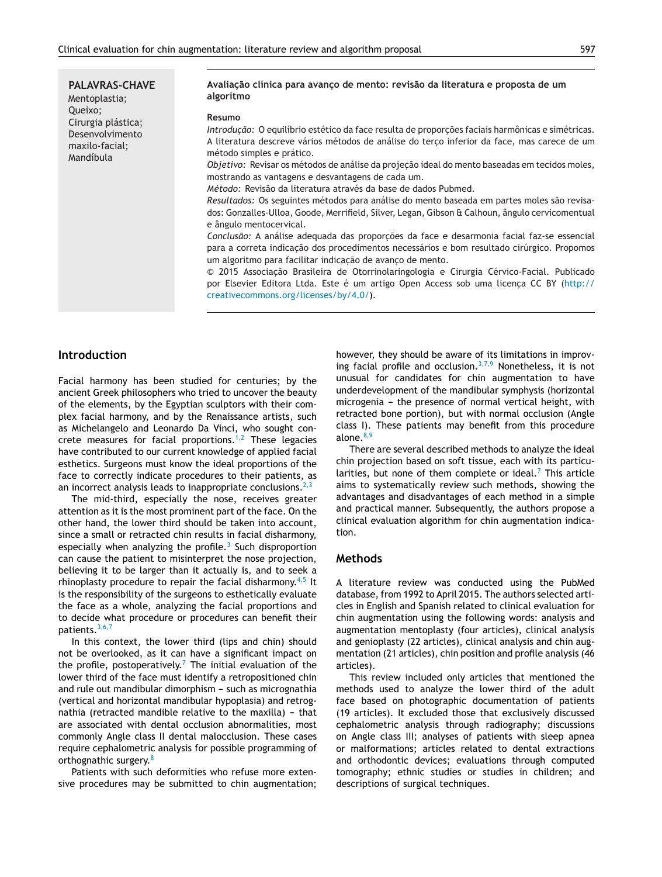**PALAVRAS-CHAVE**
Mentoplastia;
Queixo;
Cirurgia plástica;
Desenvolvimento maxilo-facial;
Mandíbula

**Avaliação clínica para avanço de mento: revisão da literatura e proposta de um algoritmo**

**Resumo**

*Introdução:* O equilíbrio estético da face resulta de proporções faciais harmônicas e simétricas. A literatura descreve vários métodos de análise do terço inferior da face, mas carece de um método simples e prático.

*Objetivo:* Revisar os métodos de análise da projeção ideal do mento baseadas em tecidos moles, mostrando as vantagens e desvantagens de cada um.

*Método:* Revisão da literatura através da base de dados Pubmed.

*Resultados:* Os seguintes métodos para análise do mento baseada em partes moles são revisados: Gonzalles-Ulloa, Goode, Merrifield, Silver, Legan, Gibson & Calhoun, ângulo cervicomentual e ângulo mentocervical.

*Conclusão:* A análise adequada das proporções da face e desarmonia facial faz-se essencial para a correta indicação dos procedimentos necessários e bom resultado cirúrgico. Propomos um algoritmo para facilitar indicação de avanço de mento.

© 2015 Associação Brasileira de Otorrinolaringologia e Cirurgia Cérvico-Facial. Publicado por Elsevier Editora Ltda. Este é um artigo Open Access sob uma licença CC BY (http://creativecommons.org/licenses/by/4.0/).

## Introduction

Facial harmony has been studied for centuries; by the ancient Greek philosophers who tried to uncover the beauty of the elements, by the Egyptian sculptors with their complex facial harmony, and by the Renaissance artists, such as Michelangelo and Leonardo Da Vinci, who sought concrete measures for facial proportions.[1,2] These legacies have contributed to our current knowledge of applied facial esthetics. Surgeons must know the ideal proportions of the face to correctly indicate procedures to their patients, as an incorrect analysis leads to inappropriate conclusions.[2,3]

The mid-third, especially the nose, receives greater attention as it is the most prominent part of the face. On the other hand, the lower third should be taken into account, since a small or retracted chin results in facial disharmony, especially when analyzing the profile.[3] Such disproportion can cause the patient to misinterpret the nose projection, believing it to be larger than it actually is, and to seek a rhinoplasty procedure to repair the facial disharmony.[4,5] It is the responsibility of the surgeons to esthetically evaluate the face as a whole, analyzing the facial proportions and to decide what procedure or procedures can benefit their patients.[3,6,7]

In this context, the lower third (lips and chin) should not be overlooked, as it can have a significant impact on the profile, postoperatively.[7] The initial evaluation of the lower third of the face must identify a retropositioned chin and rule out mandibular dimorphism – such as micrognathia (vertical and horizontal mandibular hypoplasia) and retrognathia (retracted mandible relative to the maxilla) – that are associated with dental occlusion abnormalities, most commonly Angle class II dental malocclusion. These cases require cephalometric analysis for possible programming of orthognathic surgery.[8]

Patients with such deformities who refuse more extensive procedures may be submitted to chin augmentation; however, they should be aware of its limitations in improving facial profile and occlusion.[3,7,9] Nonetheless, it is not unusual for candidates for chin augmentation to have underdevelopment of the mandibular symphysis (horizontal microgenia – the presence of normal vertical height, with retracted bone portion), but with normal occlusion (Angle class I). These patients may benefit from this procedure alone.[8,9]

There are several described methods to analyze the ideal chin projection based on soft tissue, each with its particularities, but none of them complete or ideal.[7] This article aims to systematically review such methods, showing the advantages and disadvantages of each method in a simple and practical manner. Subsequently, the authors propose a clinical evaluation algorithm for chin augmentation indication.

## Methods

A literature review was conducted using the PubMed database, from 1992 to April 2015. The authors selected articles in English and Spanish related to clinical evaluation for chin augmentation using the following words: analysis and augmentation mentoplasty (four articles), clinical analysis and genioplasty (22 articles), clinical analysis and chin augmentation (21 articles), chin position and profile analysis (46 articles).

This review included only articles that mentioned the methods used to analyze the lower third of the adult face based on photographic documentation of patients (19 articles). It excluded those that exclusively discussed cephalometric analysis through radiography; discussions on Angle class III; analyses of patients with sleep apnea or malformations; articles related to dental extractions and orthodontic devices; evaluations through computed tomography; ethnic studies or studies in children; and descriptions of surgical techniques.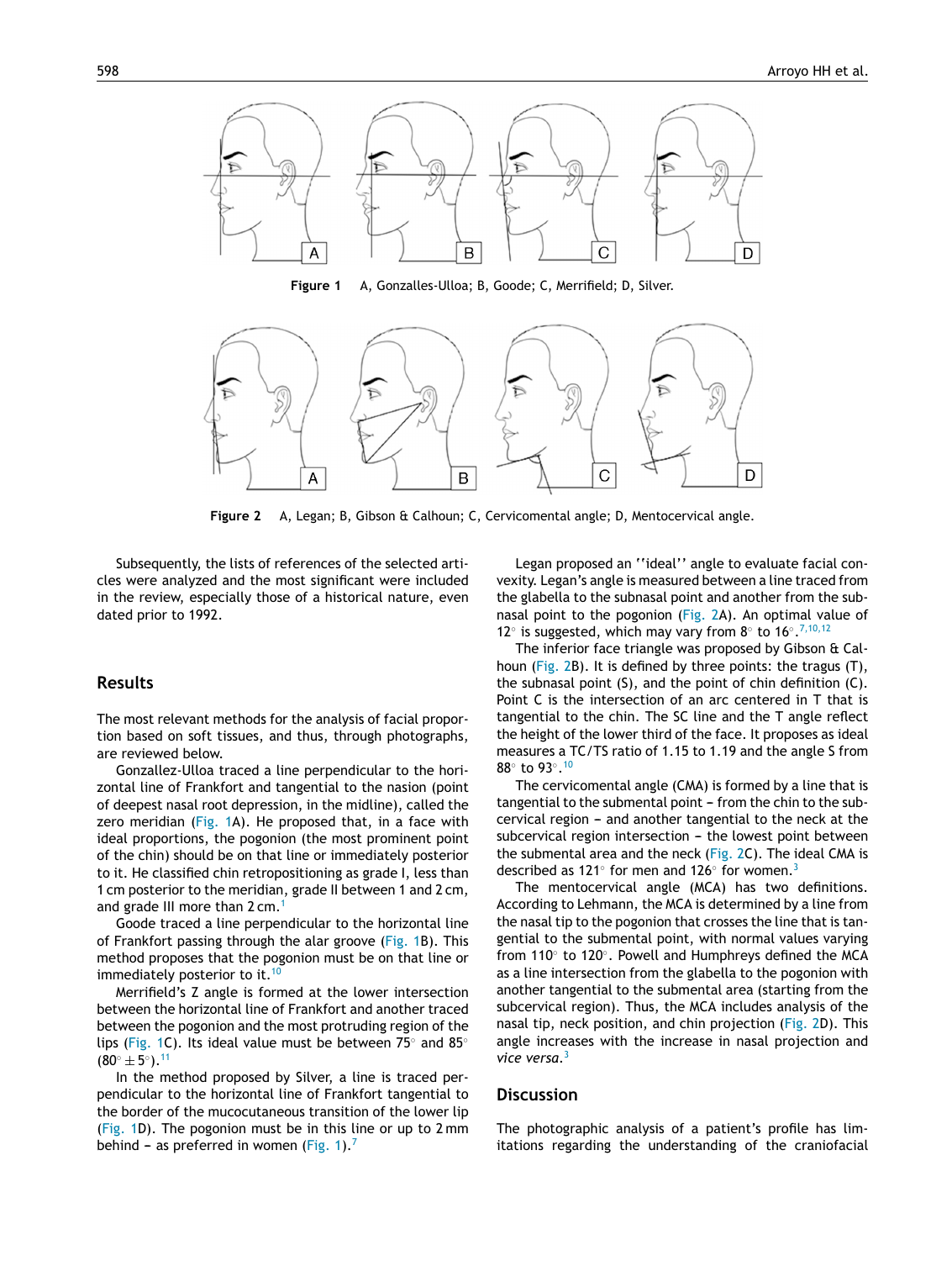Figure 1 A, Gonzalles-Ulloa; B, Goode; C, Merrifield; D, Silver.

Figure 2 A, Legan; B, Gibson & Calhoun; C, Cervicomental angle; D, Mentocervical angle.

Subsequently, the lists of references of the selected articles were analyzed and the most significant were included in the review, especially those of a historical nature, even dated prior to 1992.

## Results

The most relevant methods for the analysis of facial proportion based on soft tissues, and thus, through photographs, are reviewed below.

Gonzallez-Ulloa traced a line perpendicular to the horizontal line of Frankfort and tangential to the nasion (point of deepest nasal root depression, in the midline), called the zero meridian (Fig. 1A). He proposed that, in a face with ideal proportions, the pogonion (the most prominent point of the chin) should be on that line or immediately posterior to it. He classified chin retropositioning as grade I, less than 1 cm posterior to the meridian, grade II between 1 and 2 cm, and grade III more than 2 cm.[1]

Goode traced a line perpendicular to the horizontal line of Frankfort passing through the alar groove (Fig. 1B). This method proposes that the pogonion must be on that line or immediately posterior to it.[10]

Merrifield's Z angle is formed at the lower intersection between the horizontal line of Frankfort and another traced between the pogonion and the most protruding region of the lips (Fig. 1C). Its ideal value must be between 75° and 85° (80° ± 5°).[11]

In the method proposed by Silver, a line is traced perpendicular to the horizontal line of Frankfort tangential to the border of the mucocutaneous transition of the lower lip (Fig. 1D). The pogonion must be in this line or up to 2 mm behind – as preferred in women (Fig. 1).[7]

Legan proposed an ''ideal'' angle to evaluate facial convexity. Legan's angle is measured between a line traced from the glabella to the subnasal point and another from the subnasal point to the pogonion (Fig. 2A). An optimal value of 12° is suggested, which may vary from 8° to 16°.[7,10,12]

The inferior face triangle was proposed by Gibson & Calhoun (Fig. 2B). It is defined by three points: the tragus (T), the subnasal point (S), and the point of chin definition (C). Point C is the intersection of an arc centered in T that is tangential to the chin. The SC line and the T angle reflect the height of the lower third of the face. It proposes as ideal measures a TC/TS ratio of 1.15 to 1.19 and the angle S from 88° to 93°.[10]

The cervicomental angle (CMA) is formed by a line that is tangential to the submental point – from the chin to the subcervical region – and another tangential to the neck at the subcervical region intersection – the lowest point between the submental area and the neck (Fig. 2C). The ideal CMA is described as 121° for men and 126° for women.[3]

The mentocervical angle (MCA) has two definitions. According to Lehmann, the MCA is determined by a line from the nasal tip to the pogonion that crosses the line that is tangential to the submental point, with normal values varying from 110° to 120°. Powell and Humphreys defined the MCA as a line intersection from the glabella to the pogonion with another tangential to the submental area (starting from the subcervical region). Thus, the MCA includes analysis of the nasal tip, neck position, and chin projection (Fig. 2D). This angle increases with the increase in nasal projection and *vice versa*.[3]

## Discussion

The photographic analysis of a patient's profile has limitations regarding the understanding of the craniofacial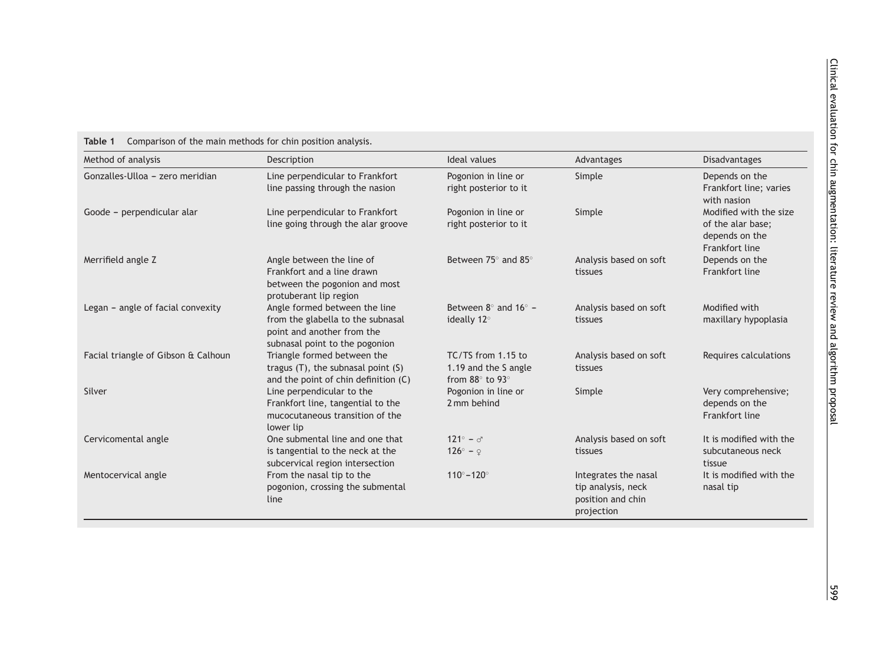**Table 1** Comparison of the main methods for chin position analysis.

| Method of analysis | Description | Ideal values | Advantages | Disadvantages |
|---|---|---|---|---|
| Gonzalles-Ulloa – zero meridian | Line perpendicular to Frankfort line passing through the nasion | Pogonion in line or right posterior to it | Simple | Depends on the Frankfort line; varies with nasion |
| Goode – perpendicular alar | Line perpendicular to Frankfort line going through the alar groove | Pogonion in line or right posterior to it | Simple | Modified with the size of the alar base; depends on the Frankfort line |
| Merrifield angle Z | Angle between the line of Frankfort and a line drawn between the pogonion and most protuberant lip region | Between 75° and 85° | Analysis based on soft tissues | Depends on the Frankfort line |
| Legan – angle of facial convexity | Angle formed between the line from the glabella to the subnasal point and another from the subnasal point to the pogonion | Between 8° and 16° – ideally 12° | Analysis based on soft tissues | Modified with maxillary hypoplasia |
| Facial triangle of Gibson & Calhoun | Triangle formed between the tragus (T), the subnasal point (S) and the point of chin definition (C) | TC/TS from 1.15 to 1.19 and the S angle from 88° to 93° | Analysis based on soft tissues | Requires calculations |
| Silver | Line perpendicular to the Frankfort line, tangential to the mucocutaneous transition of the lower lip | Pogonion in line or 2 mm behind | Simple | Very comprehensive; depends on the Frankfort line |
| Cervicomental angle | One submental line and one that is tangential to the neck at the subcervical region intersection | 121° – ♂<br>126° – ♀ | Analysis based on soft tissues | It is modified with the subcutaneous neck tissue |
| Mentocervical angle | From the nasal tip to the pogonion, crossing the submental line | 110°–120° | Integrates the nasal tip analysis, neck position and chin projection | It is modified with the nasal tip |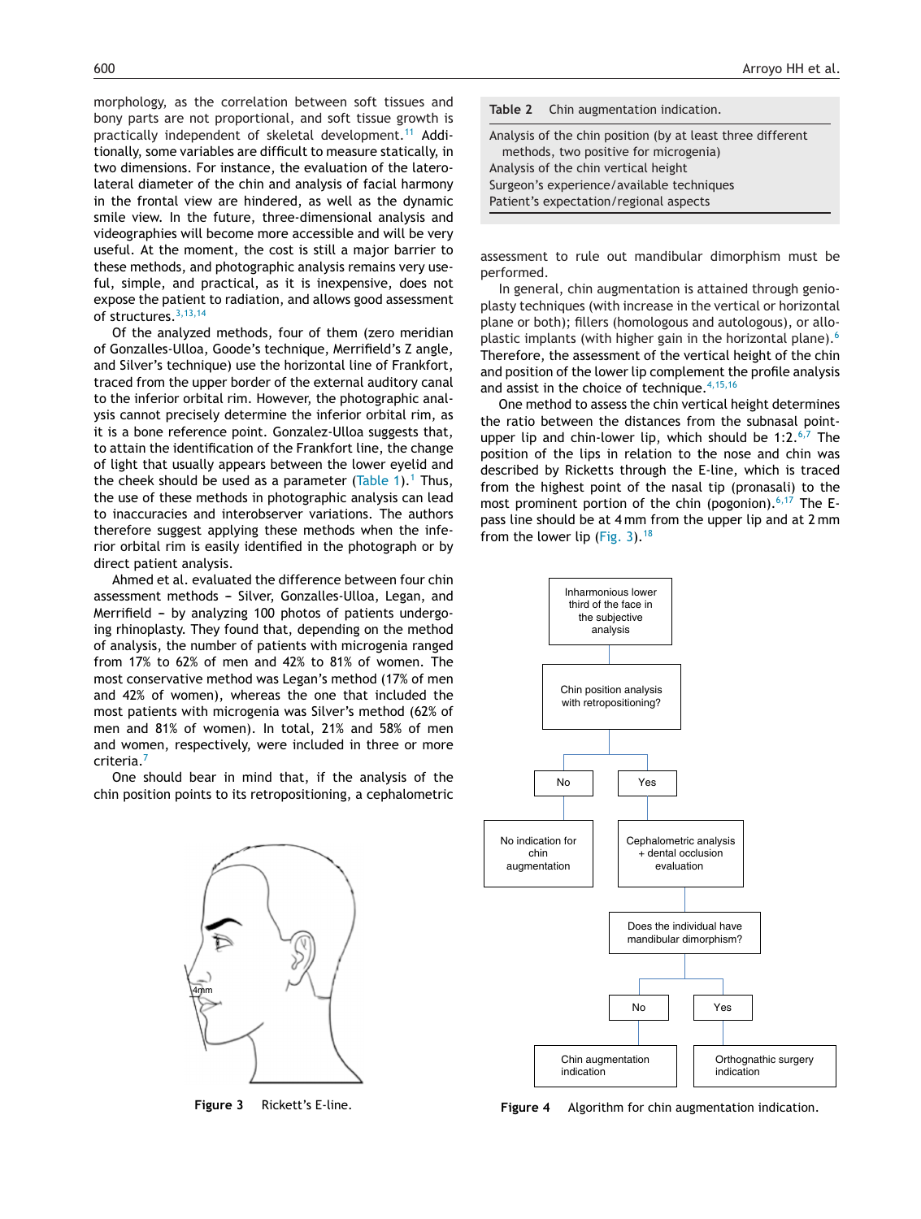morphology, as the correlation between soft tissues and bony parts are not proportional, and soft tissue growth is practically independent of skeletal development.[11] Additionally, some variables are difficult to measure statically, in two dimensions. For instance, the evaluation of the laterolateral diameter of the chin and analysis of facial harmony in the frontal view are hindered, as well as the dynamic smile view. In the future, three-dimensional analysis and videographies will become more accessible and will be very useful. At the moment, the cost is still a major barrier to these methods, and photographic analysis remains very useful, simple, and practical, as it is inexpensive, does not expose the patient to radiation, and allows good assessment of structures.[3,13,14]

Of the analyzed methods, four of them (zero meridian of Gonzalles-Ulloa, Goode's technique, Merrifield's Z angle, and Silver's technique) use the horizontal line of Frankfort, traced from the upper border of the external auditory canal to the inferior orbital rim. However, the photographic analysis cannot precisely determine the inferior orbital rim, as it is a bone reference point. Gonzalez-Ulloa suggests that, to attain the identification of the Frankfort line, the change of light that usually appears between the lower eyelid and the cheek should be used as a parameter (Table 1).[1] Thus, the use of these methods in photographic analysis can lead to inaccuracies and interobserver variations. The authors therefore suggest applying these methods when the inferior orbital rim is easily identified in the photograph or by direct patient analysis.

Ahmed et al. evaluated the difference between four chin assessment methods – Silver, Gonzalles-Ulloa, Legan, and Merrifield – by analyzing 100 photos of patients undergoing rhinoplasty. They found that, depending on the method of analysis, the number of patients with microgenia ranged from 17% to 62% of men and 42% to 81% of women. The most conservative method was Legan's method (17% of men and 42% of women), whereas the one that included the most patients with microgenia was Silver's method (62% of men and 81% of women). In total, 21% and 58% of men and women, respectively, were included in three or more criteria.[7]

One should bear in mind that, if the analysis of the chin position points to its retropositioning, a cephalometric assessment to rule out mandibular dimorphism must be performed.

**Table 2** Chin augmentation indication.

| |
|---|
| Analysis of the chin position (by at least three different methods, two positive for microgenia) |
| Analysis of the chin vertical height |
| Surgeon's experience/available techniques |
| Patient's expectation/regional aspects |

In general, chin augmentation is attained through genioplasty techniques (with increase in the vertical or horizontal plane or both); fillers (homologous and autologous), or alloplastic implants (with higher gain in the horizontal plane).[6] Therefore, the assessment of the vertical height of the chin and position of the lower lip complement the profile analysis and assist in the choice of technique.[4,15,16]

One method to assess the chin vertical height determines the ratio between the distances from the subnasal point-upper lip and chin-lower lip, which should be 1:2.[6,7] The position of the lips in relation to the nose and chin was described by Ricketts through the E-line, which is traced from the highest point of the nasal tip (pronasali) to the most prominent portion of the chin (pogonion).[6,17] The E-pass line should be at 4 mm from the upper lip and at 2 mm from the lower lip (Fig. 3).[18]

**Figure 3** Rickett's E-line.

**Figure 4** Algorithm for chin augmentation indication.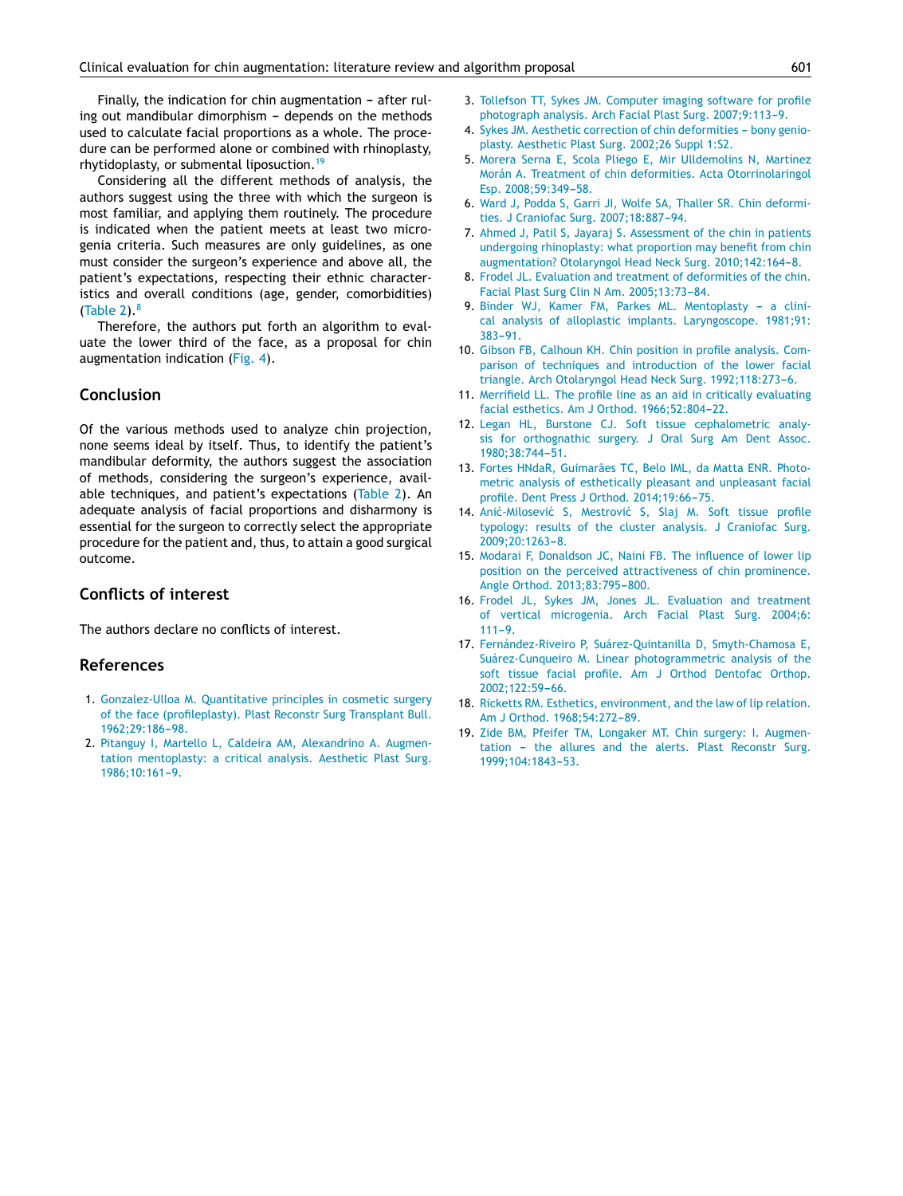Finally, the indication for chin augmentation – after ruling out mandibular dimorphism – depends on the methods used to calculate facial proportions as a whole. The procedure can be performed alone or combined with rhinoplasty, rhytidoplasty, or submental liposuction.[19]

Considering all the different methods of analysis, the authors suggest using the three with which the surgeon is most familiar, and applying them routinely. The procedure is indicated when the patient meets at least two microgenia criteria. Such measures are only guidelines, as one must consider the surgeon's experience and above all, the patient's expectations, respecting their ethnic characteristics and overall conditions (age, gender, comorbidities) (Table 2).[8]

Therefore, the authors put forth an algorithm to evaluate the lower third of the face, as a proposal for chin augmentation indication (Fig. 4).

## Conclusion

Of the various methods used to analyze chin projection, none seems ideal by itself. Thus, to identify the patient's mandibular deformity, the authors suggest the association of methods, considering the surgeon's experience, available techniques, and patient's expectations (Table 2). An adequate analysis of facial proportions and disharmony is essential for the surgeon to correctly select the appropriate procedure for the patient and, thus, to attain a good surgical outcome.

## Conflicts of interest

The authors declare no conflicts of interest.

## References

1. Gonzalez-Ulloa M. Quantitative principles in cosmetic surgery of the face (profileplasty). Plast Reconstr Surg Transplant Bull. 1962;29:186–98.
2. Pitanguy I, Martello L, Caldeira AM, Alexandrino A. Augmentation mentoplasty: a critical analysis. Aesthetic Plast Surg. 1986;10:161–9.
3. Tollefson TT, Sykes JM. Computer imaging software for profile photograph analysis. Arch Facial Plast Surg. 2007;9:113–9.
4. Sykes JM. Aesthetic correction of chin deformities – bony genioplasty. Aesthetic Plast Surg. 2002;26 Suppl 1:S2.
5. Morera Serna E, Scola Pliego E, Mir Ulldemolins N, Martínez Morán A. Treatment of chin deformities. Acta Otorrinolaringol Esp. 2008;59:349–58.
6. Ward J, Podda S, Garri JI, Wolfe SA, Thaller SR. Chin deformities. J Craniofac Surg. 2007;18:887–94.
7. Ahmed J, Patil S, Jayaraj S. Assessment of the chin in patients undergoing rhinoplasty: what proportion may benefit from chin augmentation? Otolaryngol Head Neck Surg. 2010;142:164–8.
8. Frodel JL. Evaluation and treatment of deformities of the chin. Facial Plast Surg Clin N Am. 2005;13:73–84.
9. Binder WJ, Kamer FM, Parkes ML. Mentoplasty – a clinical analysis of alloplastic implants. Laryngoscope. 1981;91:383–91.
10. Gibson FB, Calhoun KH. Chin position in profile analysis. Comparison of techniques and introduction of the lower facial triangle. Arch Otolaryngol Head Neck Surg. 1992;118:273–6.
11. Merrifield LL. The profile line as an aid in critically evaluating facial esthetics. Am J Orthod. 1966;52:804–22.
12. Legan HL, Burstone CJ. Soft tissue cephalometric analysis for orthognathic surgery. J Oral Surg Am Dent Assoc. 1980;38:744–51.
13. Fortes HNdaR, Guimarães TC, Belo IML, da Matta ENR. Photometric analysis of esthetically pleasant and unpleasant facial profile. Dent Press J Orthod. 2014;19:66–75.
14. Anić-Milosević S, Mestrović S, Slaj M. Soft tissue profile typology: results of the cluster analysis. J Craniofac Surg. 2009;20:1263–8.
15. Modarai F, Donaldson JC, Naini FB. The influence of lower lip position on the perceived attractiveness of chin prominence. Angle Orthod. 2013;83:795–800.
16. Frodel JL, Sykes JM, Jones JL. Evaluation and treatment of vertical microgenia. Arch Facial Plast Surg. 2004;6:111–9.
17. Fernández-Riveiro P, Suárez-Quintanilla D, Smyth-Chamosa E, Suárez-Cunqueiro M. Linear photogrammetric analysis of the soft tissue facial profile. Am J Orthod Dentofac Orthop. 2002;122:59–66.
18. Ricketts RM. Esthetics, environment, and the law of lip relation. Am J Orthod. 1968;54:272–89.
19. Zide BM, Pfeifer TM, Longaker MT. Chin surgery: I. Augmentation – the allures and the alerts. Plast Reconstr Surg. 1999;104:1843–53.